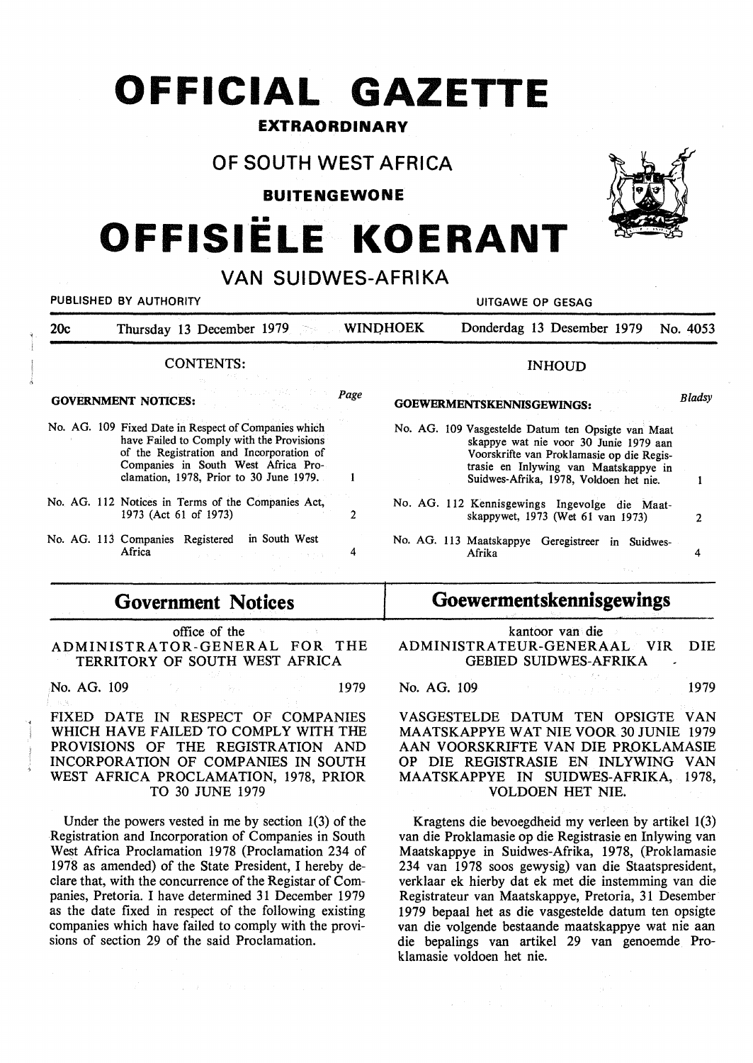# OFFICIAL GAZETTE

**EXTRAORDINARY**

## OF SOUTH WEST AFRICA

**BUITENGEWONE**

# OFFISIËLE KOERANT

## VAN SUIDWES-AFRIKA

PUBLISHED BY AUTHORITY — UITGAWE OP GESAG

20c — Thursday 13 December 1979 — WINDHOEK — Donderdag 13 Desember 1979 — No. 4053

CONTENTS:

| GOVERNMENT NOTICES: | Page |
|---|---|
| No. AG. 109 Fixed Date in Respect of Companies which have Failed to Comply with the Provisions of the Registration and Incorporation of Companies in South West Africa Proclamation, 1978, Prior to 30 June 1979. | 1 |
| No. AG. 112 Notices in Terms of the Companies Act, 1973 (Act 61 of 1973) | 2 |
| No. AG. 113 Companies Registered in South West Africa | 4 |

INHOUD

| GOEWERMENTSKENNISGEWINGS: | Bladsy |
|---|---|
| No. AG. 109 Vasgestelde Datum ten Opsigte van Maatskappye wat nie voor 30 Junie 1979 aan Voorskrifte van Proklamasie op die Registrasie en Inlywing van Maatskappye in Suidwes-Afrika, 1978, Voldoen het nie. | 1 |
| No. AG. 112 Kennisgewings Ingevolge die Maatskappywet, 1973 (Wet 61 van 1973) | 2 |
| No. AG. 113 Maatskappye Geregistreer in Suidwes-Afrika | 4 |

## Government Notices

office of the
ADMINISTRATOR-GENERAL FOR THE TERRITORY OF SOUTH WEST AFRICA

No. AG. 109 — 1979

FIXED DATE IN RESPECT OF COMPANIES WHICH HAVE FAILED TO COMPLY WITH THE PROVISIONS OF THE REGISTRATION AND INCORPORATION OF COMPANIES IN SOUTH WEST AFRICA PROCLAMATION, 1978, PRIOR TO 30 JUNE 1979

Under the powers vested in me by section 1(3) of the Registration and Incorporation of Companies in South West Africa Proclamation 1978 (Proclamation 234 of 1978 as amended) of the State President, I hereby declare that, with the concurrence of the Registar of Companies, Pretoria. I have determined 31 December 1979 as the date fixed in respect of the following existing companies which have failed to comply with the provisions of section 29 of the said Proclamation.

## Goewermentskennisgewings

kantoor van die
ADMINISTRATEUR-GENERAAL VIR DIE GEBIED SUIDWES-AFRIKA

No. AG. 109 — 1979

VASGESTELDE DATUM TEN OPSIGTE VAN MAATSKAPPYE WAT NIE VOOR 30 JUNIE 1979 AAN VOORSKRIFTE VAN DIE PROKLAMASIE OP DIE REGISTRASIE EN INLYWING VAN MAATSKAPPYE IN SUIDWES-AFRIKA, 1978, VOLDOEN HET NIE.

Kragtens die bevoegdheid my verleen by artikel 1(3) van die Proklamasie op die Registrasie en Inlywing van Maatskappye in Suidwes-Afrika, 1978, (Proklamasie 234 van 1978 soos gewysig) van die Staatspresident, verklaar ek hierby dat ek met die instemming van die Registrateur van Maatskappye, Pretoria, 31 Desember 1979 bepaal het as die vasgestelde datum ten opsigte van die volgende bestaande maatskappye wat nie aan die bepalings van artikel 29 van genoemde Proklamasie voldoen het nie.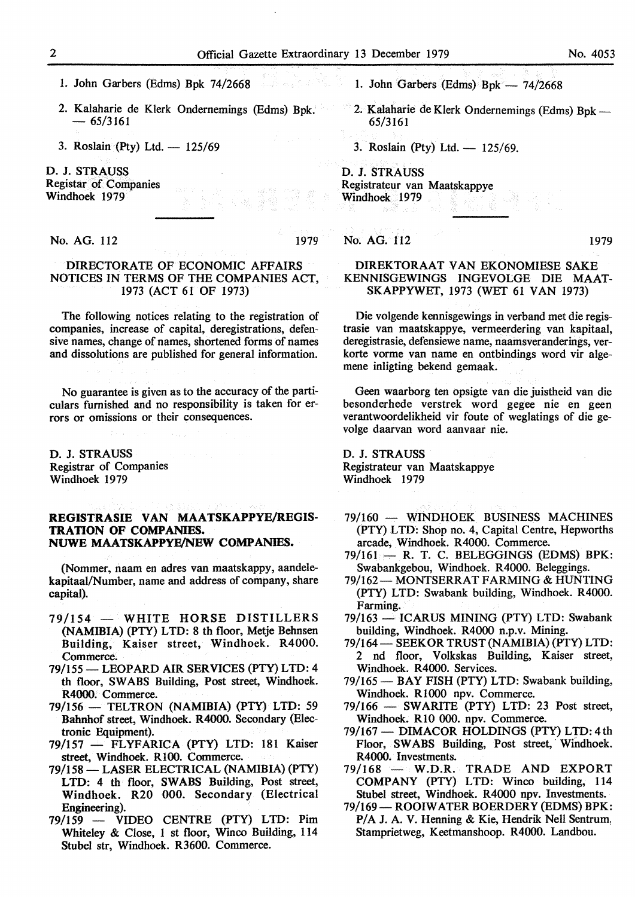1. John Garbers (Edms) Bpk 74/2668

2. Kalaharie de Klerk Ondernemings (Edms) Bpk. — 65/3161

3. Roslain (Pty) Ltd. — 125/69

D. J. STRAUSS
Registar of Companies
Windhoek 1979

1. John Garbers (Edms) Bpk — 74/2668

2. Kalaharie de Klerk Ondernemings (Edms) Bpk — 65/3161

3. Roslain (Pty) Ltd. — 125/69.

D. J. STRAUSS
Registrateur van Maatskappye
Windhoek 1979

No. AG. 112 1979

DIRECTORATE OF ECONOMIC AFFAIRS
NOTICES IN TERMS OF THE COMPANIES ACT, 1973 (ACT 61 OF 1973)

The following notices relating to the registration of companies, increase of capital, deregistrations, defensive names, change of names, shortened forms of names and dissolutions are published for general information.

No guarantee is given as to the accuracy of the particulars furnished and no responsibility is taken for errors or omissions or their consequences.

D. J. STRAUSS
Registrar of Companies
Windhoek 1979

No. AG. 112 1979

DIREKTORAAT VAN EKONOMIESE SAKE
KENNISGEWINGS INGEVOLGE DIE MAATSKAPPYWET, 1973 (WET 61 VAN 1973)

Die volgende kennisgewings in verband met die registrasie van maatskappye, vermeerdering van kapitaal, deregistrasie, defensiewe name, naamsveranderings, verkorte vorme van name en ontbindings word vir algemene inligting bekend gemaak.

Geen waarborg ten opsigte van die juistheid van die besonderhede verstrek word gegee nie en geen verantwoordelikheid vir foute of weglatings of die gevolge daarvan word aanvaar nie.

D. J. STRAUSS
Registrateur van Maatskappye
Windhoek 1979

**REGISTRASIE VAN MAATSKAPPYE/REGISTRATION OF COMPANIES.**
**NUWE MAATSKAPPYE/NEW COMPANIES.**

(Nommer, naam en adres van maatskappy, aandelekapitaal/Number, name and address of company, share capital).

79/154 — WHITE HORSE DISTILLERS (NAMIBIA) (PTY) LTD: 8 th floor, Metje Behnsen Building, Kaiser street, Windhoek. R4000. Commerce.
79/155 — LEOPARD AIR SERVICES (PTY) LTD: 4 th floor, SWABS Building, Post street, Windhoek. R4000. Commerce.
79/156 — TELTRON (NAMIBIA) (PTY) LTD: 59 Bahnhof street, Windhoek. R4000. Secondary (Electronic Equipment).
79/157 — FLYFARICA (PTY) LTD: 181 Kaiser street, Windhoek. R100. Commerce.
79/158 — LASER ELECTRICAL (NAMIBIA) (PTY) LTD: 4 th floor, SWABS Building, Post street, Windhoek. R20 000. Secondary (Electrical Engineering).
79/159 — VIDEO CENTRE (PTY) LTD: Pim Whiteley & Close, 1 st floor, Winco Building, 114 Stubel str, Windhoek. R3600. Commerce.
79/160 — WINDHOEK BUSINESS MACHINES (PTY) LTD: Shop no. 4, Capital Centre, Hepworths arcade, Windhoek. R4000. Commerce.
79/161 — R. T. C. BELEGGINGS (EDMS) BPK: Swabankgebou, Windhoek. R4000. Beleggings.
79/162 — MONTSERRAT FARMING & HUNTING (PTY) LTD: Swabank building, Windhoek. R4000. Farming.
79/163 — ICARUS MINING (PTY) LTD: Swabank building, Windhoek. R4000 n.p.v. Mining.
79/164 — SEEKOR TRUST (NAMIBIA) (PTY) LTD: 2 nd floor, Volkskas Building, Kaiser street, Windhoek. R4000. Services.
79/165 — BAY FISH (PTY) LTD: Swabank building, Windhoek. R1000 npv. Commerce.
79/166 — SWARITE (PTY) LTD: 23 Post street, Windhoek. R10 000. npv. Commerce.
79/167 — DIMACOR HOLDINGS (PTY) LTD: 4 th Floor, SWABS Building, Post street, Windhoek. R4000. Investments.
79/168 — W.D.R. TRADE AND EXPORT COMPANY (PTY) LTD: Winco building, 114 Stubel street, Windhoek. R4000 npv. Investments.
79/169 — ROOIWATER BOERDERY (EDMS) BPK: P/A J. A. V. Henning & Kie, Hendrik Nell Sentrum, Stamprietweg, Keetmanshoop. R4000. Landbou.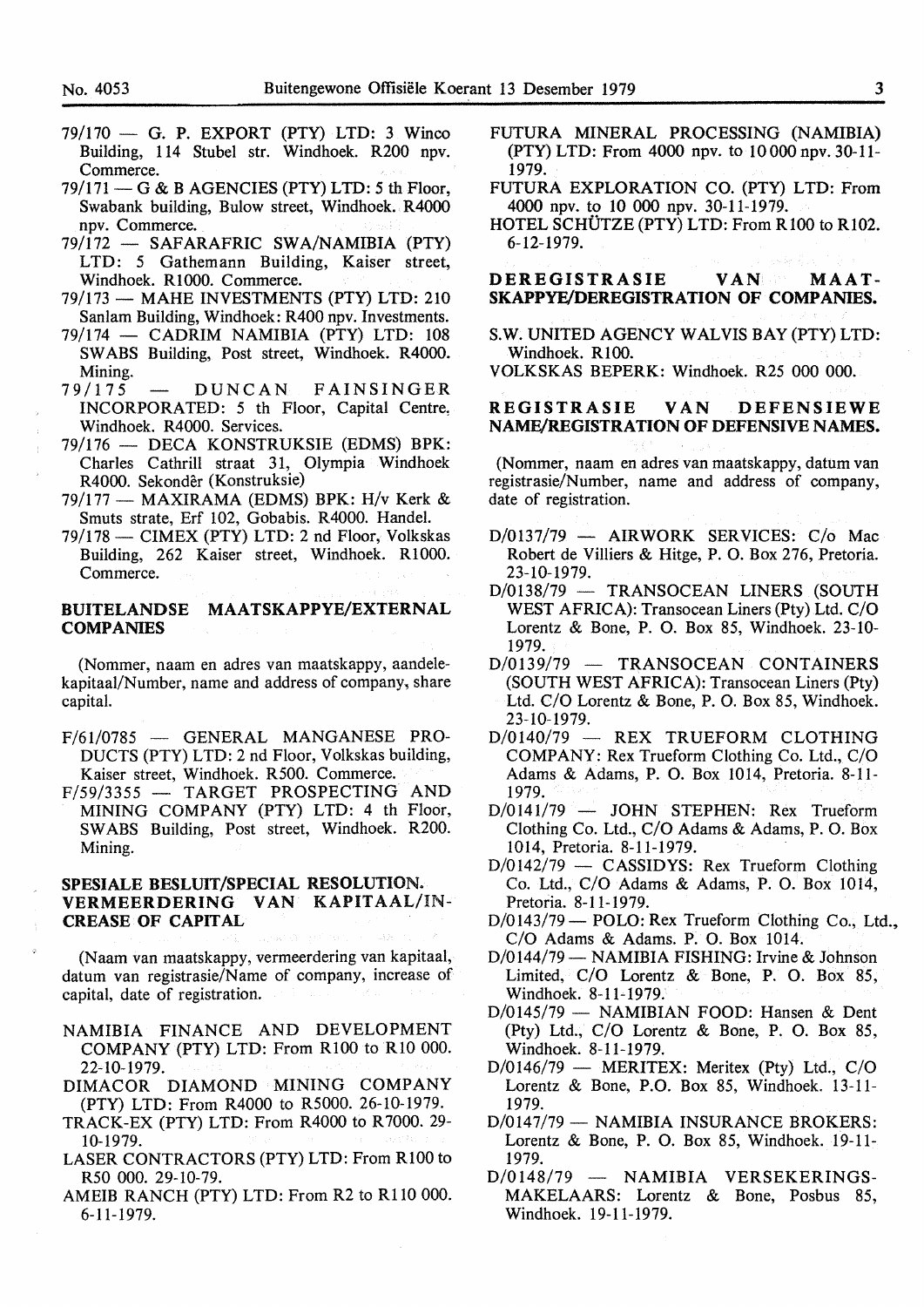79/170 — G. P. EXPORT (PTY) LTD: 3 Winco Building, 114 Stubel str. Windhoek. R200 npv. Commerce.

79/171 — G & B AGENCIES (PTY) LTD: 5 th Floor, Swabank building, Bulow street, Windhoek. R4000 npv. Commerce.

79/172 — SAFARAFRIC SWA/NAMIBIA (PTY) LTD: 5 Gathemann Building, Kaiser street, Windhoek. R1000. Commerce.

79/173 — MAHE INVESTMENTS (PTY) LTD: 210 Sanlam Building, Windhoek: R400 npv. Investments.

79/174 — CADRIM NAMIBIA (PTY) LTD: 108 SWABS Building, Post street, Windhoek. R4000. Mining.

79/175 — DUNCAN FAINSINGER INCORPORATED: 5 th Floor, Capital Centre. Windhoek. R4000. Services.

79/176 — DECA KONSTRUKSIE (EDMS) BPK: Charles Cathrill straat 31, Olympia Windhoek R4000. Sekondêr (Konstruksie)

79/177 — MAXIRAMA (EDMS) BPK: H/v Kerk & Smuts strate, Erf 102, Gobabis. R4000. Handel.

79/178 — CIMEX (PTY) LTD: 2 nd Floor, Volkskas Building, 262 Kaiser street, Windhoek. R1000. Commerce.

## BUITELANDSE MAATSKAPPYE/EXTERNAL COMPANIES

(Nommer, naam en adres van maatskappy, aandelekapitaal/Number, name and address of company, share capital.

F/61/0785 — GENERAL MANGANESE PRODUCTS (PTY) LTD: 2 nd Floor, Volkskas building, Kaiser street, Windhoek. R500. Commerce.

F/59/3355 — TARGET PROSPECTING AND MINING COMPANY (PTY) LTD: 4 th Floor, SWABS Building, Post street, Windhoek. R200. Mining.

## SPESIALE BESLUIT/SPECIAL RESOLUTION. VERMEERDERING VAN KAPITAAL/INCREASE OF CAPITAL

(Naam van maatskappy, vermeerdering van kapitaal, datum van registrasie/Name of company, increase of capital, date of registration.

NAMIBIA FINANCE AND DEVELOPMENT COMPANY (PTY) LTD: From R100 to R10 000. 22-10-1979.

DIMACOR DIAMOND MINING COMPANY (PTY) LTD: From R4000 to R5000. 26-10-1979.

TRACK-EX (PTY) LTD: From R4000 to R7000. 29-10-1979.

LASER CONTRACTORS (PTY) LTD: From R100 to R50 000. 29-10-79.

AMEIB RANCH (PTY) LTD: From R2 to R110 000. 6-11-1979.

FUTURA MINERAL PROCESSING (NAMIBIA) (PTY) LTD: From 4000 npv. to 10 000 npv. 30-11-1979.

FUTURA EXPLORATION CO. (PTY) LTD: From 4000 npv. to 10 000 npv. 30-11-1979.

HOTEL SCHÜTZE (PTY) LTD: From R100 to R102. 6-12-1979.

## DEREGISTRASIE VAN MAATSKAPPYE/DEREGISTRATION OF COMPANIES.

S.W. UNITED AGENCY WALVIS BAY (PTY) LTD: Windhoek. R100.

VOLKSKAS BEPERK: Windhoek. R25 000 000.

## REGISTRASIE VAN DEFENSIEWE NAME/REGISTRATION OF DEFENSIVE NAMES.

(Nommer, naam en adres van maatskappy, datum van registrasie/Number, name and address of company, date of registration.

D/0137/79 — AIRWORK SERVICES: C/o Mac Robert de Villiers & Hitge, P. O. Box 276, Pretoria. 23-10-1979.

D/0138/79 — TRANSOCEAN LINERS (SOUTH WEST AFRICA): Transocean Liners (Pty) Ltd. C/O Lorentz & Bone, P. O. Box 85, Windhoek. 23-10-1979.

D/0139/79 — TRANSOCEAN CONTAINERS (SOUTH WEST AFRICA): Transocean Liners (Pty) Ltd. C/O Lorentz & Bone, P. O. Box 85, Windhoek. 23-10-1979.

D/0140/79 — REX TRUEFORM CLOTHING COMPANY: Rex Trueform Clothing Co. Ltd., C/O Adams & Adams, P. O. Box 1014, Pretoria. 8-11-1979.

D/0141/79 — JOHN STEPHEN: Rex Trueform Clothing Co. Ltd., C/O Adams & Adams, P. O. Box 1014, Pretoria. 8-11-1979.

D/0142/79 — CASSIDYS: Rex Trueform Clothing Co. Ltd., C/O Adams & Adams, P. O. Box 1014, Pretoria. 8-11-1979.

D/0143/79 — POLO: Rex Trueform Clothing Co., Ltd., C/O Adams & Adams. P. O. Box 1014.

D/0144/79 — NAMIBIA FISHING: Irvine & Johnson Limited, C/O Lorentz & Bone, P. O. Box 85, Windhoek. 8-11-1979.

D/0145/79 — NAMIBIAN FOOD: Hansen & Dent (Pty) Ltd., C/O Lorentz & Bone, P. O. Box 85, Windhoek. 8-11-1979.

D/0146/79 — MERITEX: Meritex (Pty) Ltd., C/O Lorentz & Bone, P.O. Box 85, Windhoek. 13-11-1979.

D/0147/79 — NAMIBIA INSURANCE BROKERS: Lorentz & Bone, P. O. Box 85, Windhoek. 19-11-1979.

D/0148/79 — NAMIBIA VERSEKERINGSMAKELAARS: Lorentz & Bone, Posbus 85, Windhoek. 19-11-1979.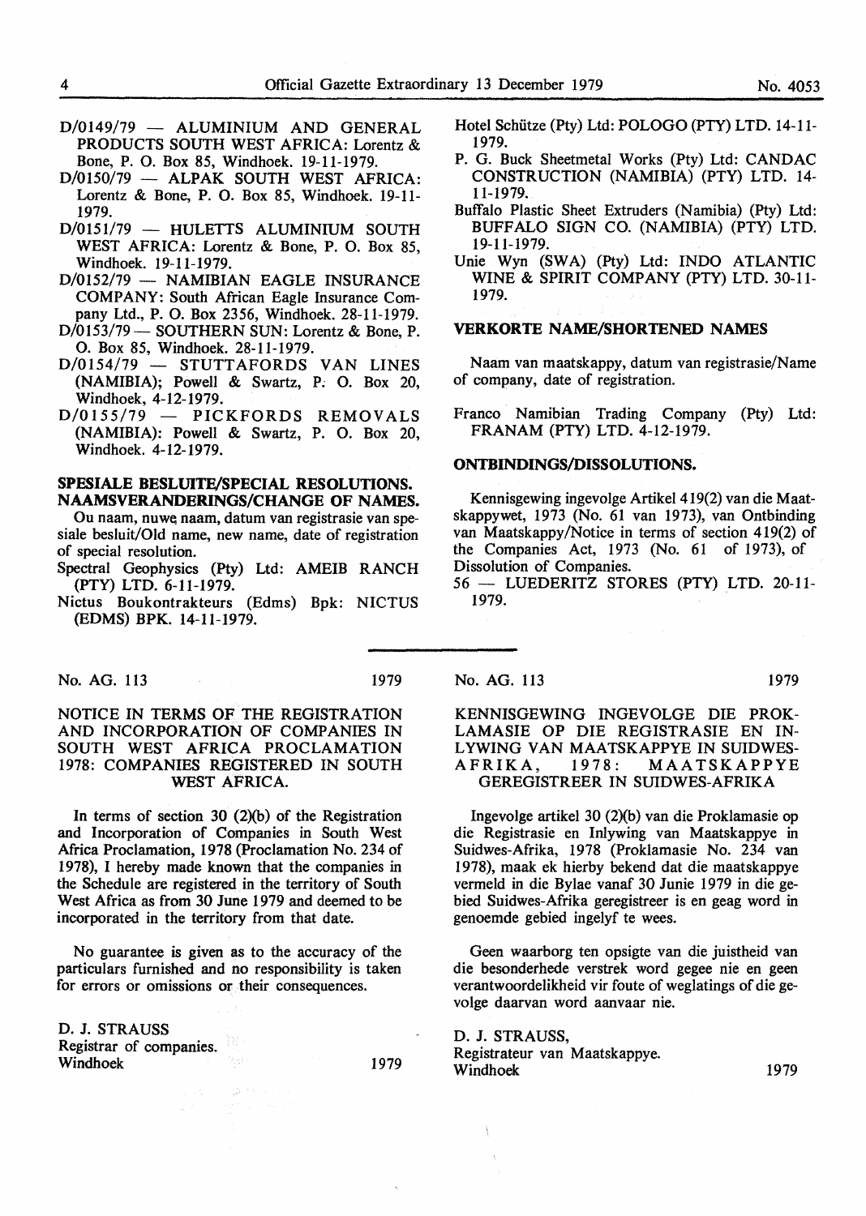D/0149/79 — ALUMINIUM AND GENERAL PRODUCTS SOUTH WEST AFRICA: Lorentz & Bone, P. O. Box 85, Windhoek. 19-11-1979.

D/0150/79 — ALPAK SOUTH WEST AFRICA: Lorentz & Bone, P. O. Box 85, Windhoek. 19-11-1979.

D/0151/79 — HULETTS ALUMINIUM SOUTH WEST AFRICA: Lorentz & Bone, P. O. Box 85, Windhoek. 19-11-1979.

D/0152/79 — NAMIBIAN EAGLE INSURANCE COMPANY: South African Eagle Insurance Company Ltd., P. O. Box 2356, Windhoek. 28-11-1979.

D/0153/79 — SOUTHERN SUN: Lorentz & Bone, P. O. Box 85, Windhoek. 28-11-1979.

D/0154/79 — STUTTAFORDS VAN LINES (NAMIBIA); Powell & Swartz, P. O. Box 20, Windhoek, 4-12-1979.

D/0155/79 — PICKFORDS REMOVALS (NAMIBIA): Powell & Swartz, P. O. Box 20, Windhoek. 4-12-1979.

**SPESIALE BESLUITE/SPECIAL RESOLUTIONS. NAAMSVERANDERINGS/CHANGE OF NAMES.**

Ou naam, nuwe naam, datum van registrasie van spesiale besluit/Old name, new name, date of registration of special resolution.

Spectral Geophysics (Pty) Ltd: AMEIB RANCH (PTY) LTD. 6-11-1979.

Nictus Boukontrakteurs (Edms) Bpk: NICTUS (EDMS) BPK. 14-11-1979.

Hotel Schütze (Pty) Ltd: POLOGO (PTY) LTD. 14-11-1979.

P. G. Buck Sheetmetal Works (Pty) Ltd: CANDAC CONSTRUCTION (NAMIBIA) (PTY) LTD. 14-11-1979.

Buffalo Plastic Sheet Extruders (Namibia) (Pty) Ltd: BUFFALO SIGN CO. (NAMIBIA) (PTY) LTD. 19-11-1979.

Unie Wyn (SWA) (Pty) Ltd: INDO ATLANTIC WINE & SPIRIT COMPANY (PTY) LTD. 30-11-1979.

**VERKORTE NAME/SHORTENED NAMES**

Naam van maatskappy, datum van registrasie/Name of company, date of registration.

Franco Namibian Trading Company (Pty) Ltd: FRANAM (PTY) LTD. 4-12-1979.

**ONTBINDINGS/DISSOLUTIONS.**

Kennisgewing ingevolge Artikel 419(2) van die Maatskappywet, 1973 (No. 61 van 1973), van Ontbinding van Maatskappy/Notice in terms of section 419(2) of the Companies Act, 1973 (No. 61 of 1973), of Dissolution of Companies.

56 — LUEDERITZ STORES (PTY) LTD. 20-11-1979.

---

No. AG. 113 1979

NOTICE IN TERMS OF THE REGISTRATION AND INCORPORATION OF COMPANIES IN SOUTH WEST AFRICA PROCLAMATION 1978: COMPANIES REGISTERED IN SOUTH WEST AFRICA.

In terms of section 30 (2)(b) of the Registration and Incorporation of Companies in South West Africa Proclamation, 1978 (Proclamation No. 234 of 1978), I hereby made known that the companies in the Schedule are registered in the territory of South West Africa as from 30 June 1979 and deemed to be incorporated in the territory from that date.

No guarantee is given as to the accuracy of the particulars furnished and no responsibility is taken for errors or omissions or their consequences.

D. J. STRAUSS
Registrar of companies.
Windhoek 1979

No. AG. 113 1979

KENNISGEWING INGEVOLGE DIE PROKLAMASIE OP DIE REGISTRASIE EN INLYWING VAN MAATSKAPPYE IN SUIDWES-AFRIKA, 1978: MAATSKAPPYE GEREGISTREER IN SUIDWES-AFRIKA

Ingevolge artikel 30 (2)(b) van die Proklamasie op die Registrasie en Inlywing van Maatskappye in Suidwes-Afrika, 1978 (Proklamasie No. 234 van 1978), maak ek hierby bekend dat die maatskappye vermeld in die Bylae vanaf 30 Junie 1979 in die gebied Suidwes-Afrika geregistreer is en geag word in genoemde gebied ingelyf te wees.

Geen waarborg ten opsigte van die juistheid van die besonderhede verstrek word gegee nie en geen verantwoordelikheid vir foute of weglatings of die gevolge daarvan word aanvaar nie.

D. J. STRAUSS,
Registrateur van Maatskappye.
Windhoek 1979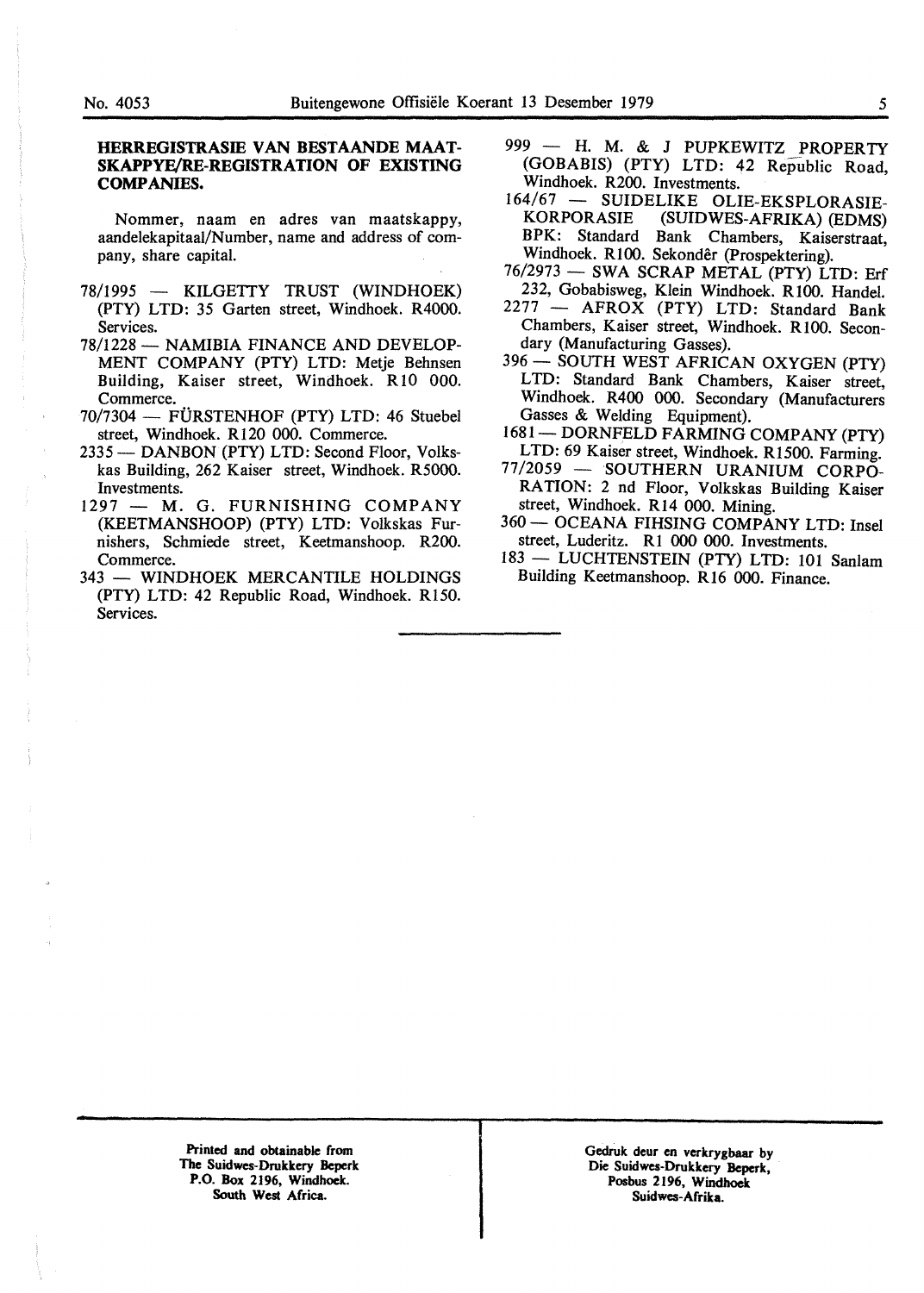**HERREGISTRASIE VAN BESTAANDE MAATSKAPPYE/RE-REGISTRATION OF EXISTING COMPANIES.**

Nommer, naam en adres van maatskappy, aandelekapitaal/Number, name and address of company, share capital.

78/1995 — KILGETTY TRUST (WINDHOEK) (PTY) LTD: 35 Garten street, Windhoek. R4000. Services.

78/1228 — NAMIBIA FINANCE AND DEVELOPMENT COMPANY (PTY) LTD: Metje Behnsen Building, Kaiser street, Windhoek. R10 000. Commerce.

70/7304 — FÜRSTENHOF (PTY) LTD: 46 Stuebel street, Windhoek. R120 000. Commerce.

2335 — DANBON (PTY) LTD: Second Floor, Volkskas Building, 262 Kaiser street, Windhoek. R5000. Investments.

1297 — M. G. FURNISHING COMPANY (KEETMANSHOOP) (PTY) LTD: Volkskas Furnishers, Schmiede street, Keetmanshoop. R200. Commerce.

343 — WINDHOEK MERCANTILE HOLDINGS (PTY) LTD: 42 Republic Road, Windhoek. R150. Services.

999 — H. M. & J PUPKEWITZ PROPERTY (GOBABIS) (PTY) LTD: 42 Republic Road, Windhoek. R200. Investments.

164/67 — SUIDELIKE OLIE-EKSPLORASIE-KORPORASIE (SUIDWES-AFRIKA) (EDMS) BPK: Standard Bank Chambers, Kaiserstraat, Windhoek. R100. Sekondêr (Prospektering).

76/2973 — SWA SCRAP METAL (PTY) LTD: Erf 232, Gobabisweg, Klein Windhoek. R100. Handel.

2277 — AFROX (PTY) LTD: Standard Bank Chambers, Kaiser street, Windhoek. R100. Secondary (Manufacturing Gasses).

396 — SOUTH WEST AFRICAN OXYGEN (PTY) LTD: Standard Bank Chambers, Kaiser street, Windhoek. R400 000. Secondary (Manufacturers Gasses & Welding Equipment).

1681 — DORNFELD FARMING COMPANY (PTY) LTD: 69 Kaiser street, Windhoek. R1500. Farming.

77/2059 — SOUTHERN URANIUM CORPORATION: 2 nd Floor, Volkskas Building Kaiser street, Windhoek. R14 000. Mining.

360 — OCEANA FIHSING COMPANY LTD: Insel street, Luderitz. R1 000 000. Investments.

183 — LUCHTENSTEIN (PTY) LTD: 101 Sanlam Building Keetmanshoop. R16 000. Finance.

---

Printed and obtainable from
The Suidwes-Drukkery Beperk
P.O. Box 2196, Windhoek.
South West Africa.

Gedruk deur en verkrygbaar by
Die Suidwes-Drukkery Beperk,
Posbus 2196, Windhoek
Suidwes-Afrika.